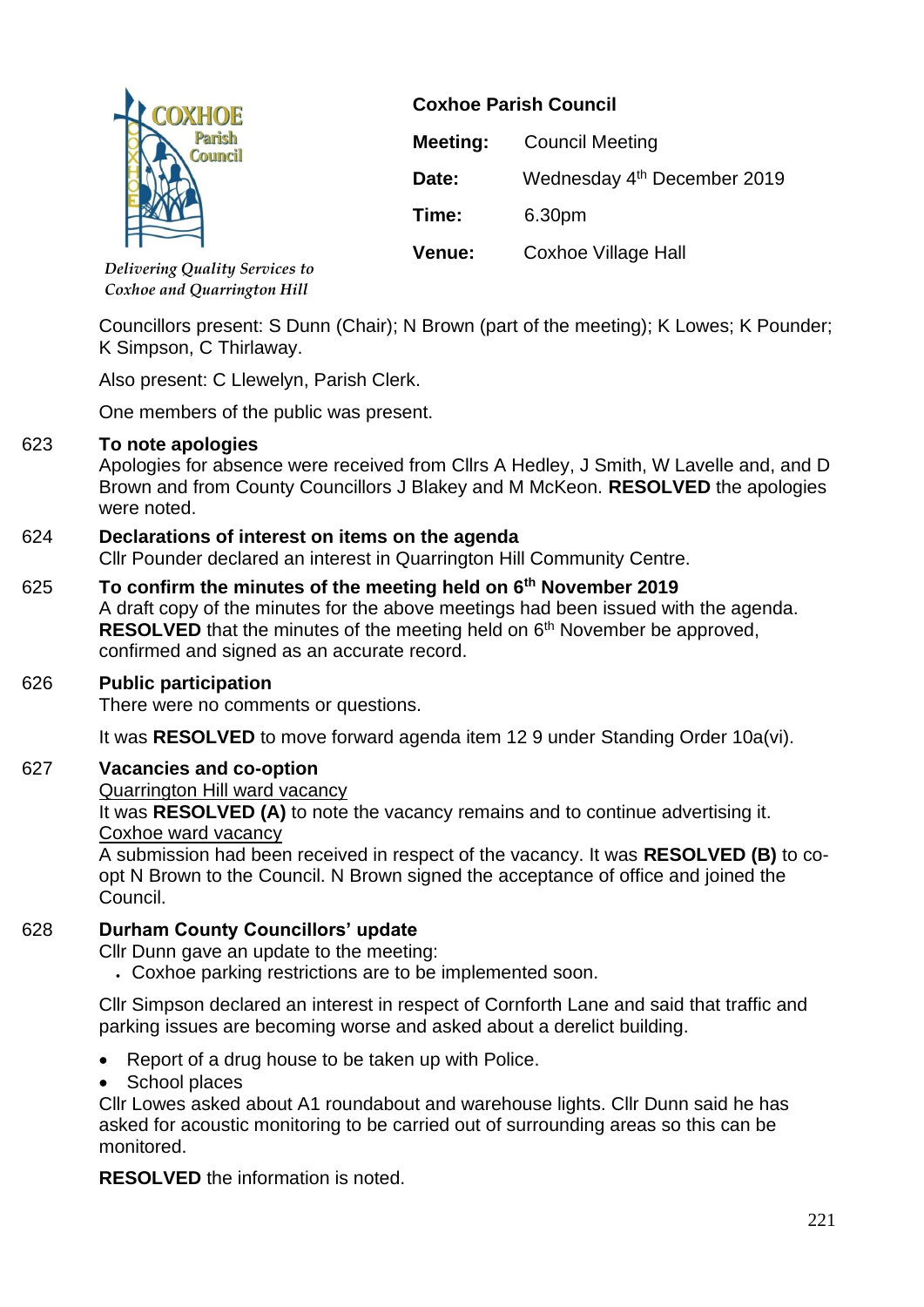Delivering Quality Services to Coxhoe and Quarrington Hill

**Coxhoe Parish Council**

| | |
|---|---|
| **Meeting:** | Council Meeting |
| **Date:** | Wednesday 4th December 2019 |
| **Time:** | 6.30pm |
| **Venue:** | Coxhoe Village Hall |

Councillors present: S Dunn (Chair); N Brown (part of the meeting); K Lowes; K Pounder; K Simpson, C Thirlaway.

Also present: C Llewelyn, Parish Clerk.

One members of the public was present.

**623 To note apologies**

Apologies for absence were received from Cllrs A Hedley, J Smith, W Lavelle and, and D Brown and from County Councillors J Blakey and M McKeon. **RESOLVED** the apologies were noted.

**624 Declarations of interest on items on the agenda**

Cllr Pounder declared an interest in Quarrington Hill Community Centre.

**625 To confirm the minutes of the meeting held on 6th November 2019**

A draft copy of the minutes for the above meetings had been issued with the agenda. **RESOLVED** that the minutes of the meeting held on 6th November be approved, confirmed and signed as an accurate record.

**626 Public participation**

There were no comments or questions.

It was **RESOLVED** to move forward agenda item 12 9 under Standing Order 10a(vi).

**627 Vacancies and co-option**

Quarrington Hill ward vacancy

It was **RESOLVED (A)** to note the vacancy remains and to continue advertising it.

Coxhoe ward vacancy

A submission had been received in respect of the vacancy. It was **RESOLVED (B)** to co-opt N Brown to the Council. N Brown signed the acceptance of office and joined the Council.

**628 Durham County Councillors' update**

Cllr Dunn gave an update to the meeting:

- Coxhoe parking restrictions are to be implemented soon.

Cllr Simpson declared an interest in respect of Cornforth Lane and said that traffic and parking issues are becoming worse and asked about a derelict building.

- Report of a drug house to be taken up with Police.
- School places

Cllr Lowes asked about A1 roundabout and warehouse lights. Cllr Dunn said he has asked for acoustic monitoring to be carried out of surrounding areas so this can be monitored.

**RESOLVED** the information is noted.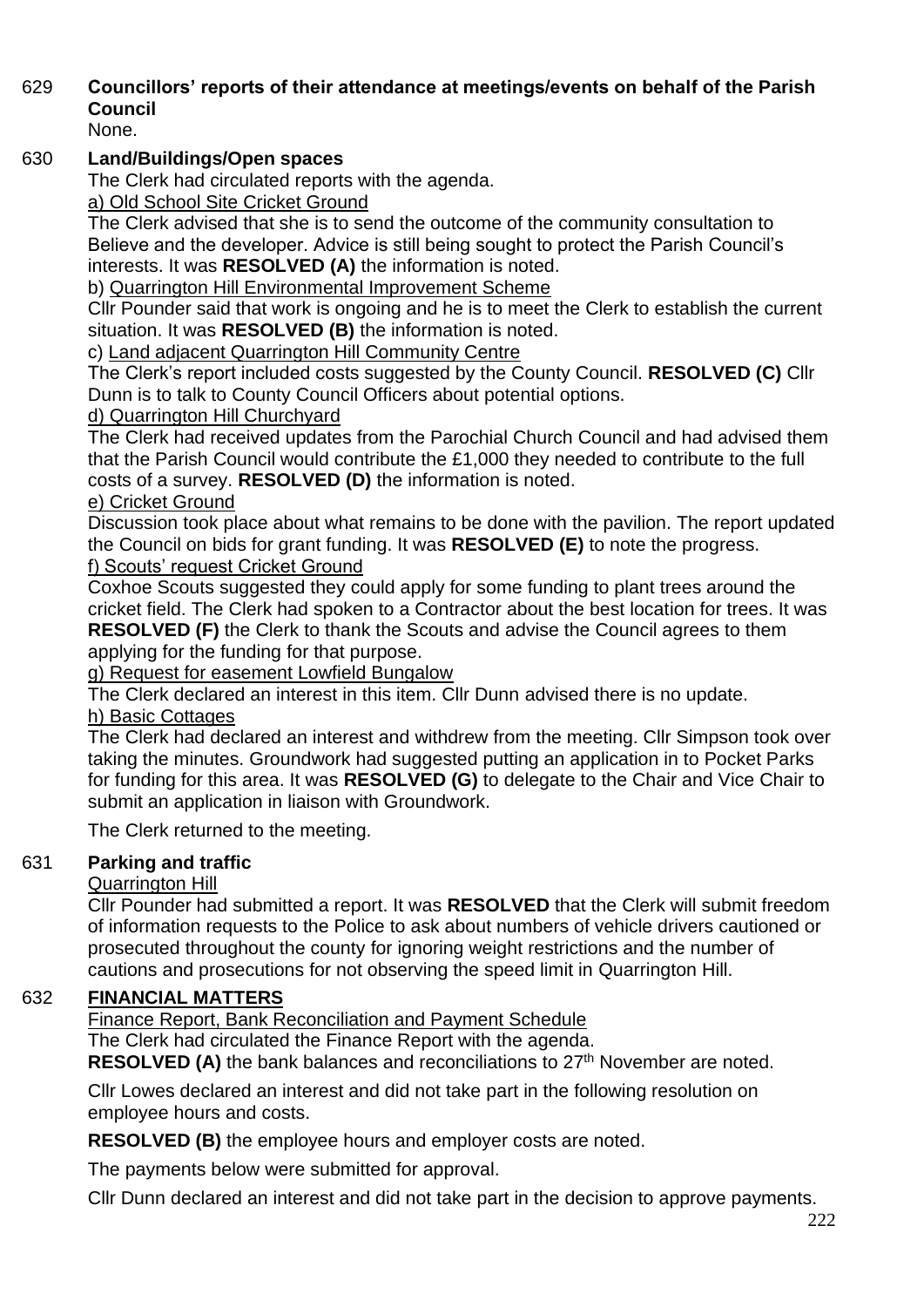## 629 Councillors' reports of their attendance at meetings/events on behalf of the Parish Council

None.

## 630 Land/Buildings/Open spaces

The Clerk had circulated reports with the agenda.

a) Old School Site Cricket Ground

The Clerk advised that she is to send the outcome of the community consultation to Believe and the developer. Advice is still being sought to protect the Parish Council's interests. It was **RESOLVED (A)** the information is noted.

b) Quarrington Hill Environmental Improvement Scheme

Cllr Pounder said that work is ongoing and he is to meet the Clerk to establish the current situation. It was **RESOLVED (B)** the information is noted.

c) Land adjacent Quarrington Hill Community Centre

The Clerk's report included costs suggested by the County Council. **RESOLVED (C)** Cllr Dunn is to talk to County Council Officers about potential options.

d) Quarrington Hill Churchyard

The Clerk had received updates from the Parochial Church Council and had advised them that the Parish Council would contribute the £1,000 they needed to contribute to the full costs of a survey. **RESOLVED (D)** the information is noted.

e) Cricket Ground

Discussion took place about what remains to be done with the pavilion. The report updated the Council on bids for grant funding. It was **RESOLVED (E)** to note the progress.

f) Scouts' request Cricket Ground

Coxhoe Scouts suggested they could apply for some funding to plant trees around the cricket field. The Clerk had spoken to a Contractor about the best location for trees. It was **RESOLVED (F)** the Clerk to thank the Scouts and advise the Council agrees to them applying for the funding for that purpose.

g) Request for easement Lowfield Bungalow

The Clerk declared an interest in this item. Cllr Dunn advised there is no update.

h) Basic Cottages

The Clerk had declared an interest and withdrew from the meeting. Cllr Simpson took over taking the minutes. Groundwork had suggested putting an application in to Pocket Parks for funding for this area. It was **RESOLVED (G)** to delegate to the Chair and Vice Chair to submit an application in liaison with Groundwork.

The Clerk returned to the meeting.

## 631 Parking and traffic

Quarrington Hill

Cllr Pounder had submitted a report. It was **RESOLVED** that the Clerk will submit freedom of information requests to the Police to ask about numbers of vehicle drivers cautioned or prosecuted throughout the county for ignoring weight restrictions and the number of cautions and prosecutions for not observing the speed limit in Quarrington Hill.

## 632 FINANCIAL MATTERS

Finance Report, Bank Reconciliation and Payment Schedule

The Clerk had circulated the Finance Report with the agenda.

**RESOLVED (A)** the bank balances and reconciliations to 27th November are noted.

Cllr Lowes declared an interest and did not take part in the following resolution on employee hours and costs.

**RESOLVED (B)** the employee hours and employer costs are noted.

The payments below were submitted for approval.

Cllr Dunn declared an interest and did not take part in the decision to approve payments.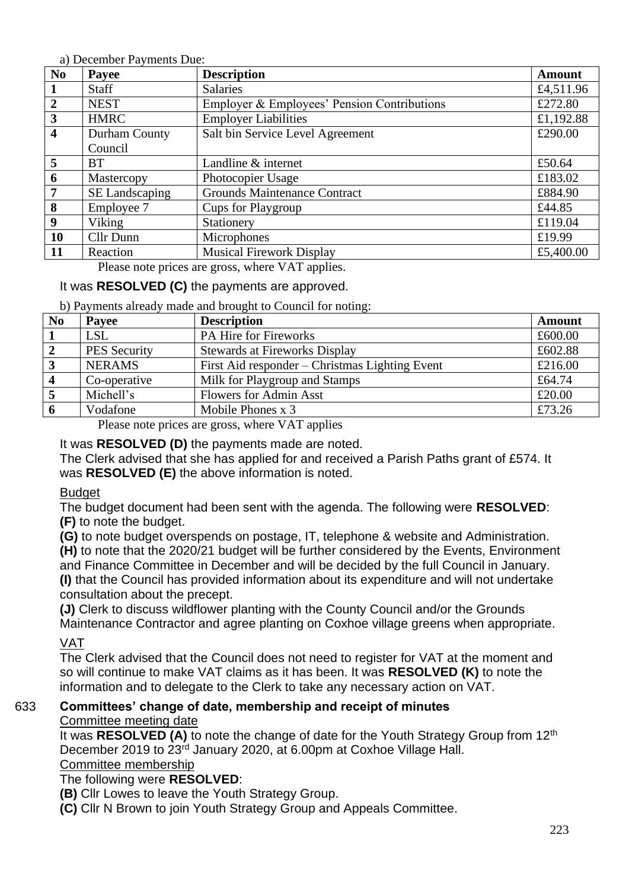a) December Payments Due:

| No | Payee | Description | Amount |
|---|---|---|---|
| 1 | Staff | Salaries | £4,511.96 |
| 2 | NEST | Employer & Employees' Pension Contributions | £272.80 |
| 3 | HMRC | Employer Liabilities | £1,192.88 |
| 4 | Durham County Council | Salt bin Service Level Agreement | £290.00 |
| 5 | BT | Landline & internet | £50.64 |
| 6 | Mastercopy | Photocopier Usage | £183.02 |
| 7 | SE Landscaping | Grounds Maintenance Contract | £884.90 |
| 8 | Employee 7 | Cups for Playgroup | £44.85 |
| 9 | Viking | Stationery | £119.04 |
| 10 | Cllr Dunn | Microphones | £19.99 |
| 11 | Reaction | Musical Firework Display | £5,400.00 |

Please note prices are gross, where VAT applies.

It was **RESOLVED (C)** the payments are approved.

b) Payments already made and brought to Council for noting:

| No | Payee | Description | Amount |
|---|---|---|---|
| 1 | LSL | PA Hire for Fireworks | £600.00 |
| 2 | PES Security | Stewards at Fireworks Display | £602.88 |
| 3 | NERAMS | First Aid responder – Christmas Lighting Event | £216.00 |
| 4 | Co-operative | Milk for Playgroup and Stamps | £64.74 |
| 5 | Michell's | Flowers for Admin Asst | £20.00 |
| 6 | Vodafone | Mobile Phones x 3 | £73.26 |

Please note prices are gross, where VAT applies

It was **RESOLVED (D)** the payments made are noted.
The Clerk advised that she has applied for and received a Parish Paths grant of £574. It was **RESOLVED (E)** the above information is noted.

Budget

The budget document had been sent with the agenda. The following were **RESOLVED**:
**(F)** to note the budget.
**(G)** to note budget overspends on postage, IT, telephone & website and Administration.
**(H)** to note that the 2020/21 budget will be further considered by the Events, Environment and Finance Committee in December and will be decided by the full Council in January.
**(I)** that the Council has provided information about its expenditure and will not undertake consultation about the precept.
**(J)** Clerk to discuss wildflower planting with the County Council and/or the Grounds Maintenance Contractor and agree planting on Coxhoe village greens when appropriate.

VAT

The Clerk advised that the Council does not need to register for VAT at the moment and so will continue to make VAT claims as it has been. It was **RESOLVED (K)** to note the information and to delegate to the Clerk to take any necessary action on VAT.

633 **Committees' change of date, membership and receipt of minutes**

Committee meeting date

It was **RESOLVED (A)** to note the change of date for the Youth Strategy Group from 12th December 2019 to 23rd January 2020, at 6.00pm at Coxhoe Village Hall.

Committee membership

The following were **RESOLVED**:
**(B)** Cllr Lowes to leave the Youth Strategy Group.
**(C)** Cllr N Brown to join Youth Strategy Group and Appeals Committee.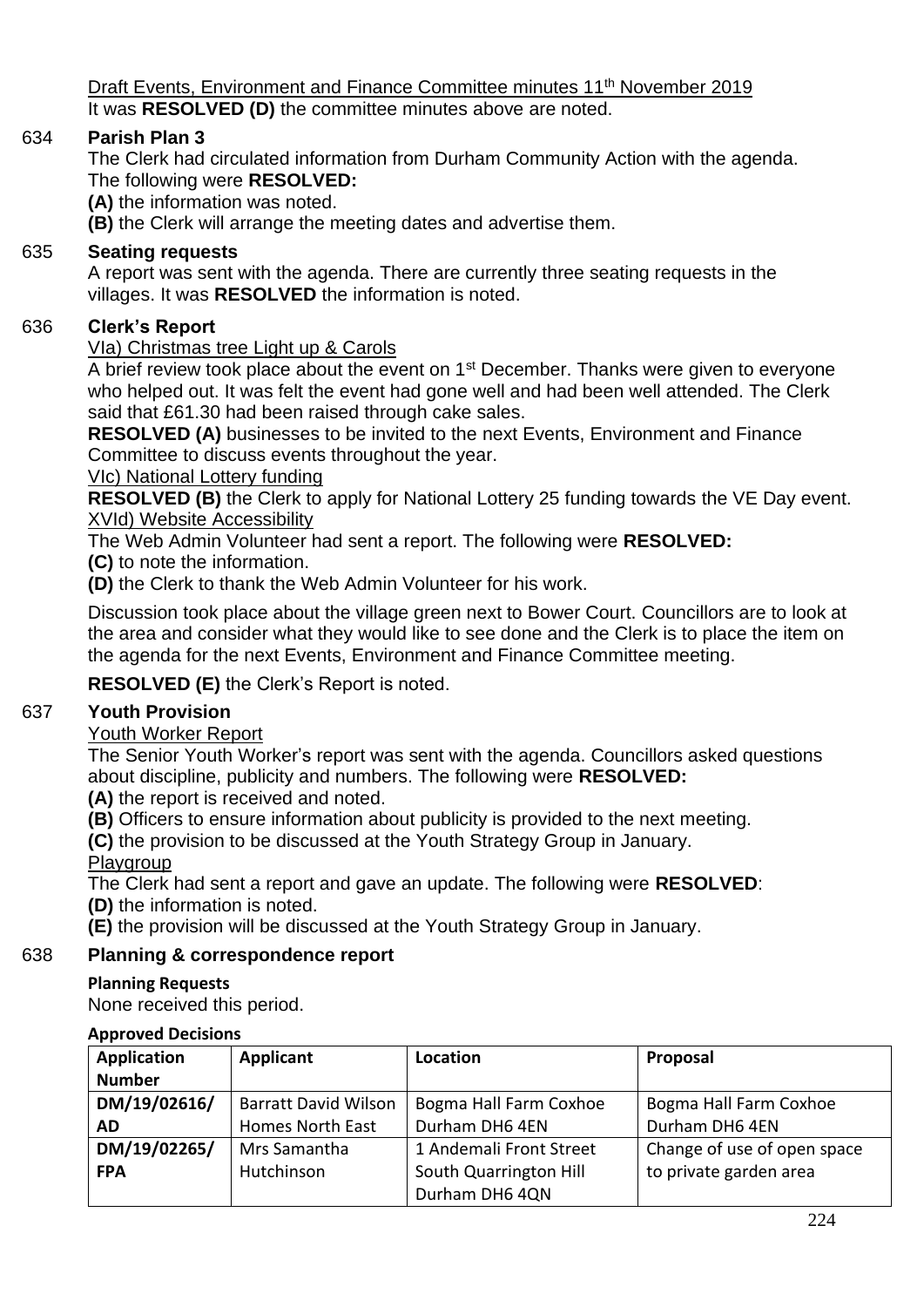Draft Events, Environment and Finance Committee minutes 11th November 2019

It was **RESOLVED (D)** the committee minutes above are noted.

634 **Parish Plan 3**

The Clerk had circulated information from Durham Community Action with the agenda. The following were **RESOLVED:**

**(A)** the information was noted.

**(B)** the Clerk will arrange the meeting dates and advertise them.

635 **Seating requests**

A report was sent with the agenda. There are currently three seating requests in the villages. It was **RESOLVED** the information is noted.

636 **Clerk's Report**

VIa) Christmas tree Light up & Carols

A brief review took place about the event on 1st December. Thanks were given to everyone who helped out. It was felt the event had gone well and had been well attended. The Clerk said that £61.30 had been raised through cake sales.

**RESOLVED (A)** businesses to be invited to the next Events, Environment and Finance Committee to discuss events throughout the year.

VIc) National Lottery funding

**RESOLVED (B)** the Clerk to apply for National Lottery 25 funding towards the VE Day event.

XVId) Website Accessibility

The Web Admin Volunteer had sent a report. The following were **RESOLVED:**

**(C)** to note the information.

**(D)** the Clerk to thank the Web Admin Volunteer for his work.

Discussion took place about the village green next to Bower Court. Councillors are to look at the area and consider what they would like to see done and the Clerk is to place the item on the agenda for the next Events, Environment and Finance Committee meeting.

**RESOLVED (E)** the Clerk's Report is noted.

637 **Youth Provision**

Youth Worker Report

The Senior Youth Worker's report was sent with the agenda. Councillors asked questions about discipline, publicity and numbers. The following were **RESOLVED:**

**(A)** the report is received and noted.

**(B)** Officers to ensure information about publicity is provided to the next meeting.

**(C)** the provision to be discussed at the Youth Strategy Group in January.

Playgroup

The Clerk had sent a report and gave an update. The following were **RESOLVED**:

**(D)** the information is noted.

**(E)** the provision will be discussed at the Youth Strategy Group in January.

638 **Planning & correspondence report**

**Planning Requests**

None received this period.

**Approved Decisions**

| Application Number | Applicant | Location | Proposal |
|---|---|---|---|
| DM/19/02616/AD | Barratt David Wilson Homes North East | Bogma Hall Farm Coxhoe Durham DH6 4EN | Bogma Hall Farm Coxhoe Durham DH6 4EN |
| DM/19/02265/FPA | Mrs Samantha Hutchinson | 1 Andemali Front Street South Quarrington Hill Durham DH6 4QN | Change of use of open space to private garden area |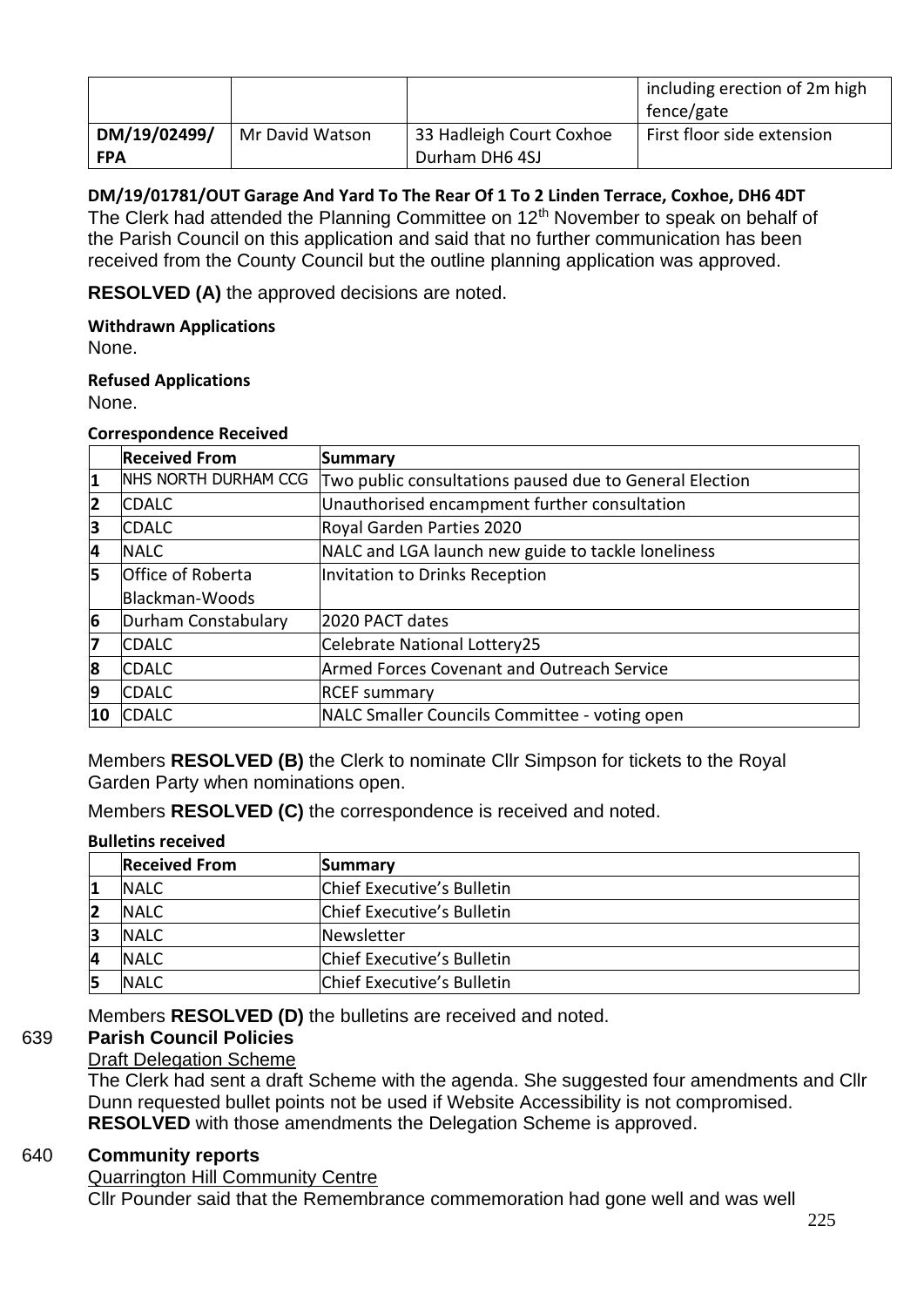| | | | including erection of 2m high fence/gate |
|---|---|---|---|
| DM/19/02499/ FPA | Mr David Watson | 33 Hadleigh Court Coxhoe Durham DH6 4SJ | First floor side extension |

**DM/19/01781/OUT Garage And Yard To The Rear Of 1 To 2 Linden Terrace, Coxhoe, DH6 4DT**

The Clerk had attended the Planning Committee on 12th November to speak on behalf of the Parish Council on this application and said that no further communication has been received from the County Council but the outline planning application was approved.

**RESOLVED (A)** the approved decisions are noted.

**Withdrawn Applications**

None.

**Refused Applications**

None.

**Correspondence Received**

| | Received From | Summary |
|---|---|---|
| 1 | NHS NORTH DURHAM CCG | Two public consultations paused due to General Election |
| 2 | CDALC | Unauthorised encampment further consultation |
| 3 | CDALC | Royal Garden Parties 2020 |
| 4 | NALC | NALC and LGA launch new guide to tackle loneliness |
| 5 | Office of Roberta Blackman-Woods | Invitation to Drinks Reception |
| 6 | Durham Constabulary | 2020 PACT dates |
| 7 | CDALC | Celebrate National Lottery25 |
| 8 | CDALC | Armed Forces Covenant and Outreach Service |
| 9 | CDALC | RCEF summary |
| 10 | CDALC | NALC Smaller Councils Committee - voting open |

Members **RESOLVED (B)** the Clerk to nominate Cllr Simpson for tickets to the Royal Garden Party when nominations open.

Members **RESOLVED (C)** the correspondence is received and noted.

**Bulletins received**

| | Received From | Summary |
|---|---|---|
| 1 | NALC | Chief Executive's Bulletin |
| 2 | NALC | Chief Executive's Bulletin |
| 3 | NALC | Newsletter |
| 4 | NALC | Chief Executive's Bulletin |
| 5 | NALC | Chief Executive's Bulletin |

Members **RESOLVED (D)** the bulletins are received and noted.

**639 Parish Council Policies**

Draft Delegation Scheme

The Clerk had sent a draft Scheme with the agenda. She suggested four amendments and Cllr Dunn requested bullet points not be used if Website Accessibility is not compromised.
**RESOLVED** with those amendments the Delegation Scheme is approved.

**640 Community reports**

Quarrington Hill Community Centre

Cllr Pounder said that the Remembrance commemoration had gone well and was well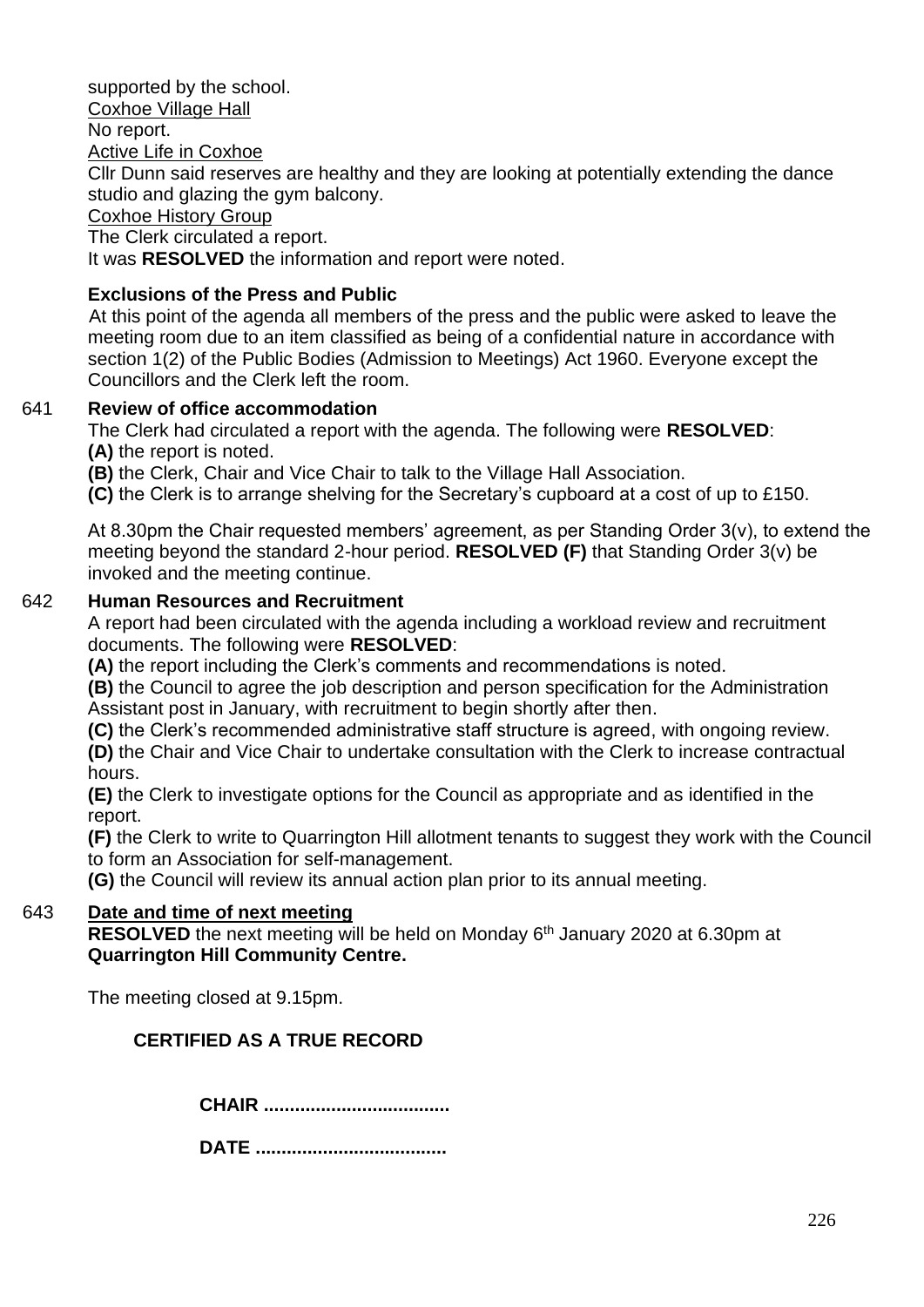supported by the school.

Coxhoe Village Hall

No report.

Active Life in Coxhoe

Cllr Dunn said reserves are healthy and they are looking at potentially extending the dance studio and glazing the gym balcony.

Coxhoe History Group

The Clerk circulated a report.

It was **RESOLVED** the information and report were noted.

**Exclusions of the Press and Public**

At this point of the agenda all members of the press and the public were asked to leave the meeting room due to an item classified as being of a confidential nature in accordance with section 1(2) of the Public Bodies (Admission to Meetings) Act 1960. Everyone except the Councillors and the Clerk left the room.

641 **Review of office accommodation**

The Clerk had circulated a report with the agenda. The following were **RESOLVED**:

**(A)** the report is noted.

**(B)** the Clerk, Chair and Vice Chair to talk to the Village Hall Association.

**(C)** the Clerk is to arrange shelving for the Secretary's cupboard at a cost of up to £150.

At 8.30pm the Chair requested members' agreement, as per Standing Order 3(v), to extend the meeting beyond the standard 2-hour period. **RESOLVED (F)** that Standing Order 3(v) be invoked and the meeting continue.

642 **Human Resources and Recruitment**

A report had been circulated with the agenda including a workload review and recruitment documents. The following were **RESOLVED**:

**(A)** the report including the Clerk's comments and recommendations is noted.

**(B)** the Council to agree the job description and person specification for the Administration Assistant post in January, with recruitment to begin shortly after then.

**(C)** the Clerk's recommended administrative staff structure is agreed, with ongoing review.

**(D)** the Chair and Vice Chair to undertake consultation with the Clerk to increase contractual hours.

**(E)** the Clerk to investigate options for the Council as appropriate and as identified in the report.

**(F)** the Clerk to write to Quarrington Hill allotment tenants to suggest they work with the Council to form an Association for self-management.

**(G)** the Council will review its annual action plan prior to its annual meeting.

643 **Date and time of next meeting**

**RESOLVED** the next meeting will be held on Monday 6th January 2020 at 6.30pm at **Quarrington Hill Community Centre.**

The meeting closed at 9.15pm.

**CERTIFIED AS A TRUE RECORD**

**CHAIR ...................................**

**DATE ....................................**